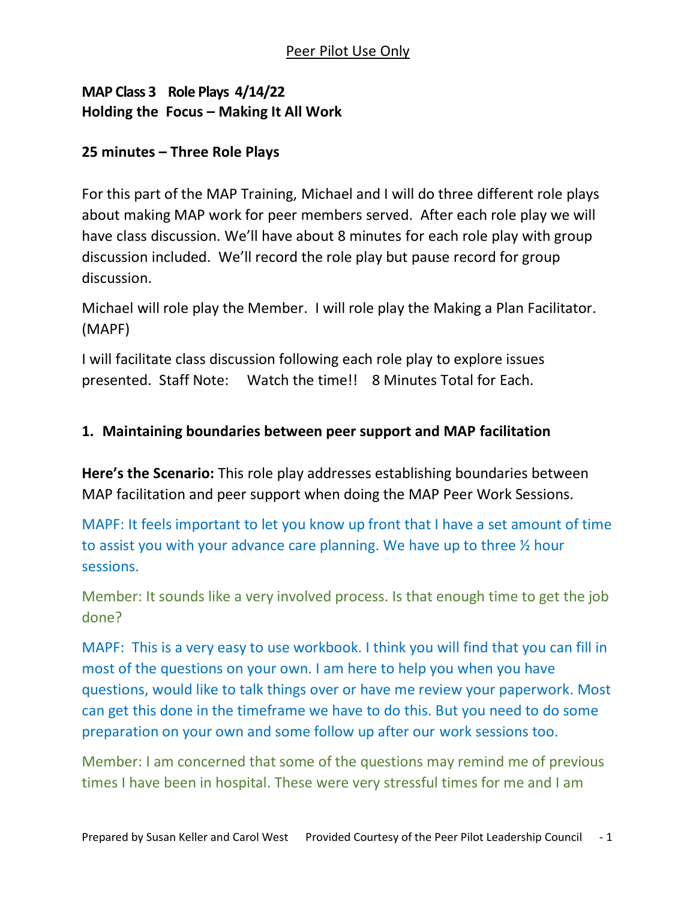Peer Pilot Use Only

**MAP Class 3 Role Plays 4/14/22**
**Holding the Focus – Making It All Work**

**25 minutes – Three Role Plays**

For this part of the MAP Training, Michael and I will do three different role plays about making MAP work for peer members served. After each role play we will have class discussion. We'll have about 8 minutes for each role play with group discussion included. We'll record the role play but pause record for group discussion.

Michael will role play the Member. I will role play the Making a Plan Facilitator. (MAPF)

I will facilitate class discussion following each role play to explore issues presented. Staff Note: Watch the time!! 8 Minutes Total for Each.

### 1. Maintaining boundaries between peer support and MAP facilitation

**Here's the Scenario:** This role play addresses establishing boundaries between MAP facilitation and peer support when doing the MAP Peer Work Sessions.

MAPF: It feels important to let you know up front that I have a set amount of time to assist you with your advance care planning. We have up to three ½ hour sessions.

Member: It sounds like a very involved process. Is that enough time to get the job done?

MAPF: This is a very easy to use workbook. I think you will find that you can fill in most of the questions on your own. I am here to help you when you have questions, would like to talk things over or have me review your paperwork. Most can get this done in the timeframe we have to do this. But you need to do some preparation on your own and some follow up after our work sessions too.

Member: I am concerned that some of the questions may remind me of previous times I have been in hospital. These were very stressful times for me and I am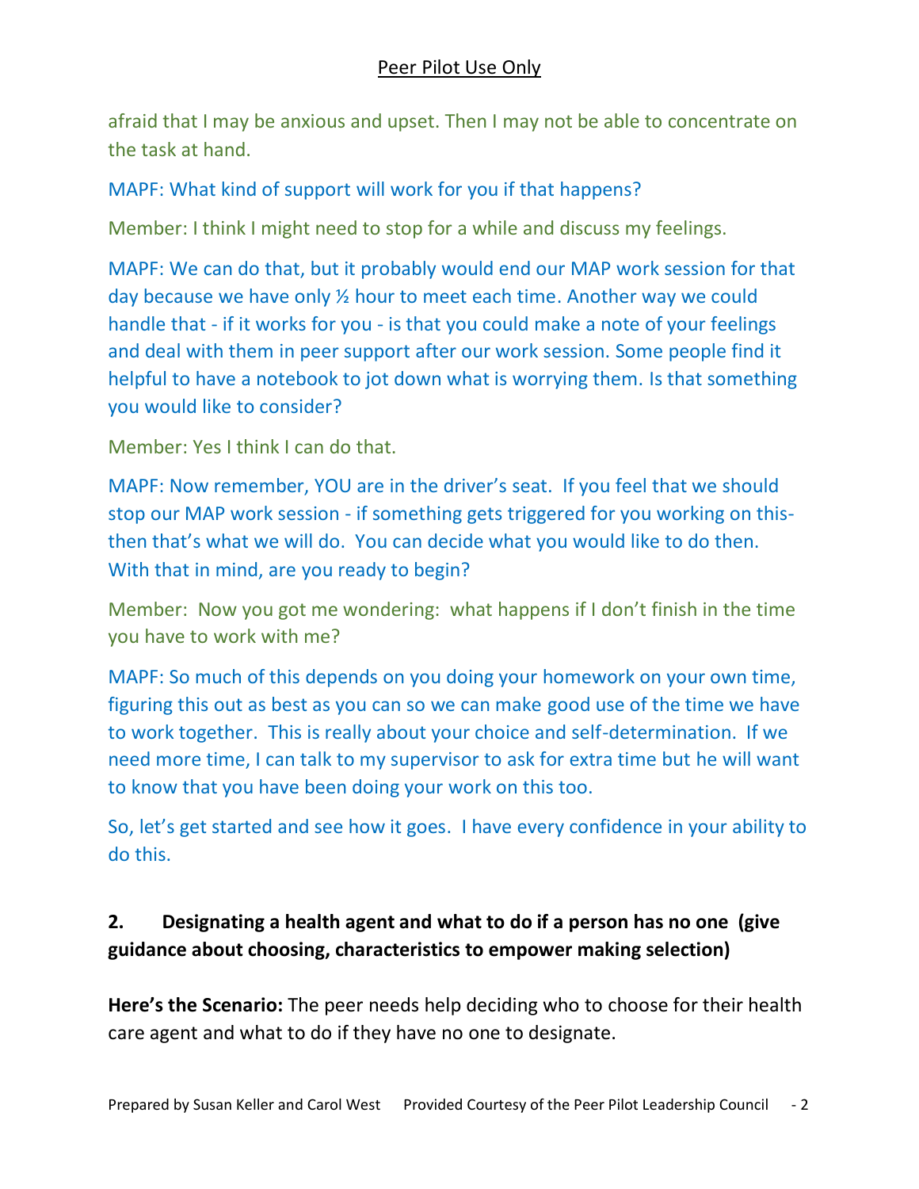afraid that I may be anxious and upset. Then I may not be able to concentrate on the task at hand.

MAPF: What kind of support will work for you if that happens?

Member: I think I might need to stop for a while and discuss my feelings.

MAPF: We can do that, but it probably would end our MAP work session for that day because we have only ½ hour to meet each time. Another way we could handle that - if it works for you - is that you could make a note of your feelings and deal with them in peer support after our work session. Some people find it helpful to have a notebook to jot down what is worrying them. Is that something you would like to consider?

Member: Yes I think I can do that.

MAPF: Now remember, YOU are in the driver's seat. If you feel that we should stop our MAP work session - if something gets triggered for you working on this- then that's what we will do. You can decide what you would like to do then. With that in mind, are you ready to begin?

Member: Now you got me wondering: what happens if I don't finish in the time you have to work with me?

MAPF: So much of this depends on you doing your homework on your own time, figuring this out as best as you can so we can make good use of the time we have to work together. This is really about your choice and self-determination. If we need more time, I can talk to my supervisor to ask for extra time but he will want to know that you have been doing your work on this too.

So, let's get started and see how it goes. I have every confidence in your ability to do this.

## 2. Designating a health agent and what to do if a person has no one (give guidance about choosing, characteristics to empower making selection)

**Here's the Scenario:** The peer needs help deciding who to choose for their health care agent and what to do if they have no one to designate.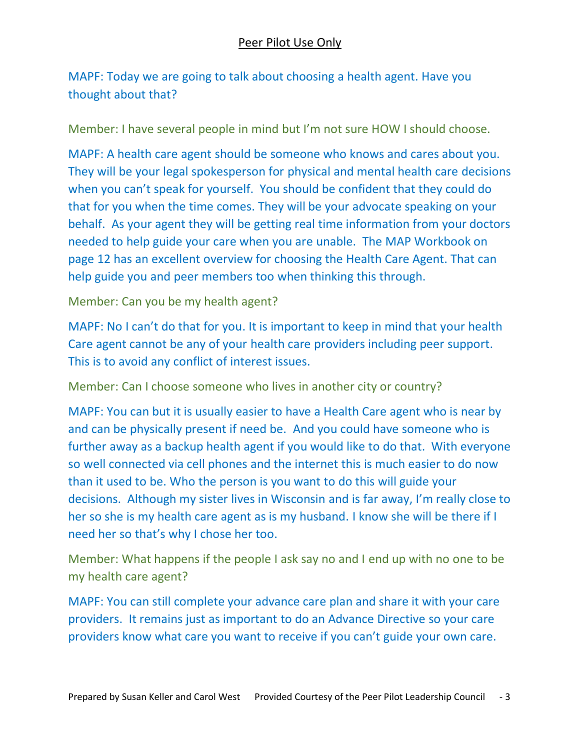MAPF: Today we are going to talk about choosing a health agent. Have you thought about that?

Member: I have several people in mind but I'm not sure HOW I should choose.

MAPF: A health care agent should be someone who knows and cares about you. They will be your legal spokesperson for physical and mental health care decisions when you can't speak for yourself. You should be confident that they could do that for you when the time comes. They will be your advocate speaking on your behalf. As your agent they will be getting real time information from your doctors needed to help guide your care when you are unable. The MAP Workbook on page 12 has an excellent overview for choosing the Health Care Agent. That can help guide you and peer members too when thinking this through.

Member: Can you be my health agent?

MAPF: No I can't do that for you. It is important to keep in mind that your health Care agent cannot be any of your health care providers including peer support. This is to avoid any conflict of interest issues.

Member: Can I choose someone who lives in another city or country?

MAPF: You can but it is usually easier to have a Health Care agent who is near by and can be physically present if need be. And you could have someone who is further away as a backup health agent if you would like to do that. With everyone so well connected via cell phones and the internet this is much easier to do now than it used to be. Who the person is you want to do this will guide your decisions. Although my sister lives in Wisconsin and is far away, I'm really close to her so she is my health care agent as is my husband. I know she will be there if I need her so that's why I chose her too.

Member: What happens if the people I ask say no and I end up with no one to be my health care agent?

MAPF: You can still complete your advance care plan and share it with your care providers. It remains just as important to do an Advance Directive so your care providers know what care you want to receive if you can't guide your own care.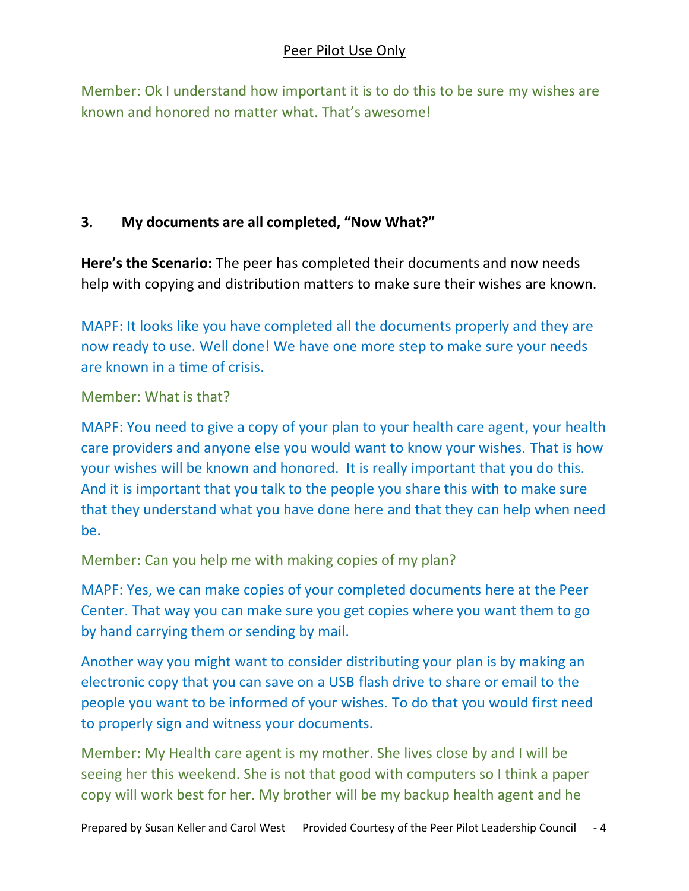Member: Ok I understand how important it is to do this to be sure my wishes are known and honored no matter what. That's awesome!

### 3. My documents are all completed, "Now What?"

**Here's the Scenario:** The peer has completed their documents and now needs help with copying and distribution matters to make sure their wishes are known.

MAPF: It looks like you have completed all the documents properly and they are now ready to use. Well done! We have one more step to make sure your needs are known in a time of crisis.

Member: What is that?

MAPF: You need to give a copy of your plan to your health care agent, your health care providers and anyone else you would want to know your wishes. That is how your wishes will be known and honored. It is really important that you do this. And it is important that you talk to the people you share this with to make sure that they understand what you have done here and that they can help when need be.

Member: Can you help me with making copies of my plan?

MAPF: Yes, we can make copies of your completed documents here at the Peer Center. That way you can make sure you get copies where you want them to go by hand carrying them or sending by mail.

Another way you might want to consider distributing your plan is by making an electronic copy that you can save on a USB flash drive to share or email to the people you want to be informed of your wishes. To do that you would first need to properly sign and witness your documents.

Member: My Health care agent is my mother. She lives close by and I will be seeing her this weekend. She is not that good with computers so I think a paper copy will work best for her. My brother will be my backup health agent and he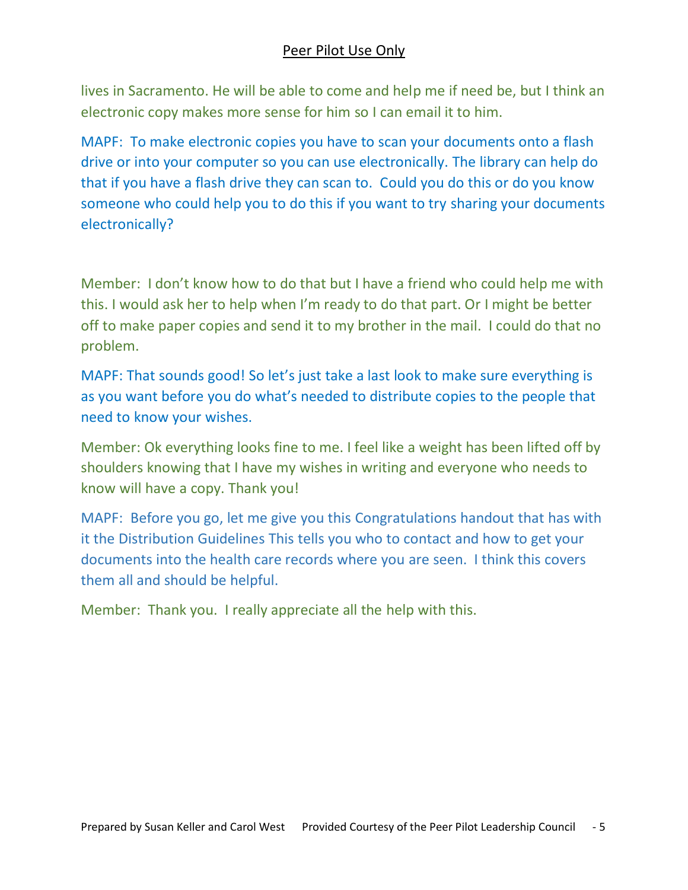lives in Sacramento. He will be able to come and help me if need be, but I think an electronic copy makes more sense for him so I can email it to him.

MAPF: To make electronic copies you have to scan your documents onto a flash drive or into your computer so you can use electronically. The library can help do that if you have a flash drive they can scan to. Could you do this or do you know someone who could help you to do this if you want to try sharing your documents electronically?

Member: I don't know how to do that but I have a friend who could help me with this. I would ask her to help when I'm ready to do that part. Or I might be better off to make paper copies and send it to my brother in the mail. I could do that no problem.

MAPF: That sounds good! So let's just take a last look to make sure everything is as you want before you do what's needed to distribute copies to the people that need to know your wishes.

Member: Ok everything looks fine to me. I feel like a weight has been lifted off by shoulders knowing that I have my wishes in writing and everyone who needs to know will have a copy. Thank you!

MAPF: Before you go, let me give you this Congratulations handout that has with it the Distribution Guidelines This tells you who to contact and how to get your documents into the health care records where you are seen. I think this covers them all and should be helpful.

Member: Thank you. I really appreciate all the help with this.